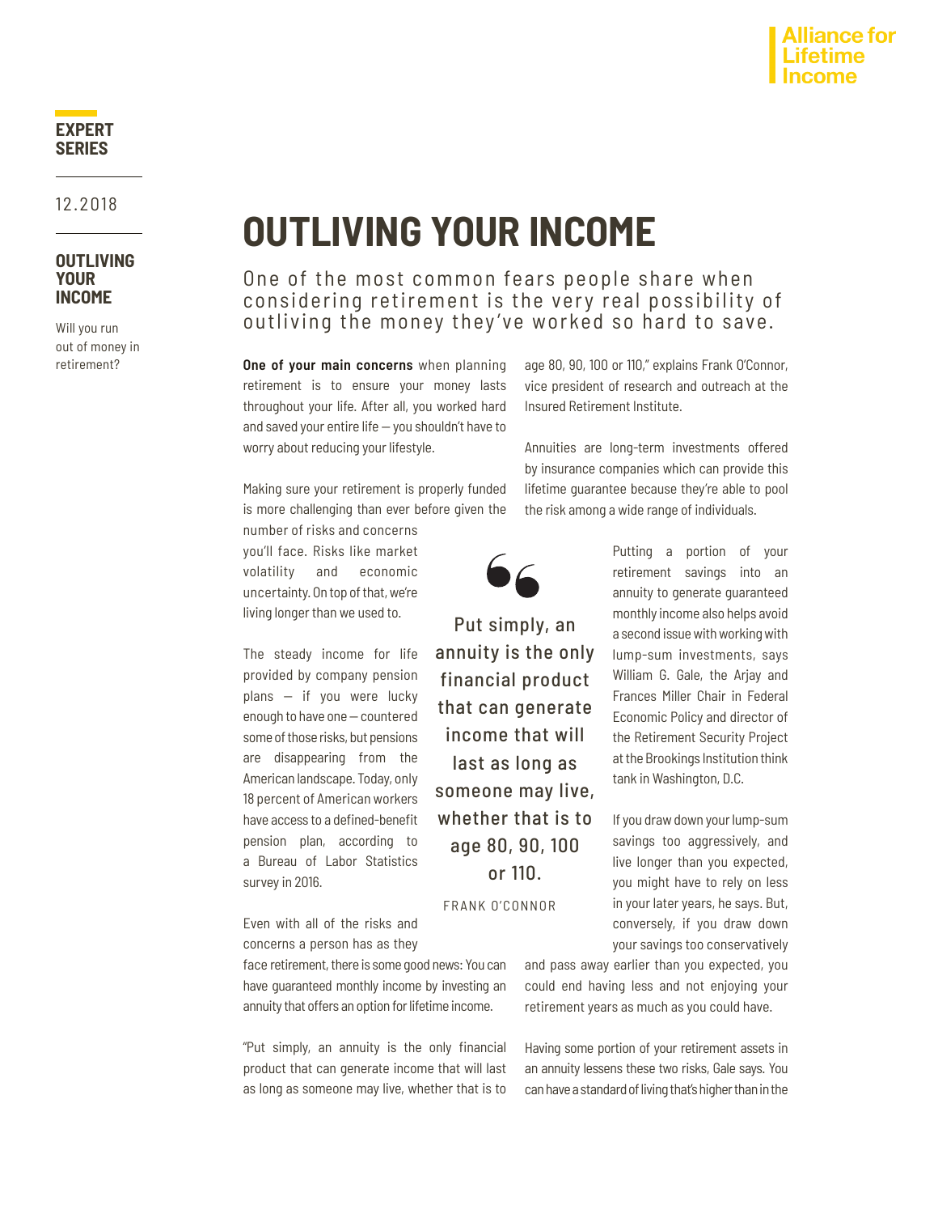EXPERT SERIES

12.2018

**OUTLIVING YOUR INCOME**

Will you run out of money in retirement?

# OUTLIVING YOUR INCOME

One of the most common fears people share when considering retirement is the very real possibility of outliving the money they've worked so hard to save.

**One of your main concerns** when planning retirement is to ensure your money lasts throughout your life. After all, you worked hard and saved your entire life — you shouldn't have to worry about reducing your lifestyle.

Making sure your retirement is properly funded is more challenging than ever before given the number of risks and concerns you'll face. Risks like market volatility and economic uncertainty. On top of that, we're living longer than we used to.

The steady income for life provided by company pension plans — if you were lucky enough to have one — countered some of those risks, but pensions are disappearing from the American landscape. Today, only 18 percent of American workers have access to a defined-benefit pension plan, according to a Bureau of Labor Statistics survey in 2016.

Even with all of the risks and concerns a person has as they face retirement, there is some good news: You can have guaranteed monthly income by investing an annuity that offers an option for lifetime income.

"Put simply, an annuity is the only financial product that can generate income that will last as long as someone may live, whether that is to age 80, 90, 100 or 110," explains Frank O'Connor, vice president of research and outreach at the Insured Retirement Institute.

> "Put simply, an annuity is the only financial product that can generate income that will last as long as someone may live, whether that is to age 80, 90, 100 or 110."
>
> FRANK O'CONNOR

Annuities are long-term investments offered by insurance companies which can provide this lifetime guarantee because they're able to pool the risk among a wide range of individuals.

Putting a portion of your retirement savings into an annuity to generate guaranteed monthly income also helps avoid a second issue with working with lump-sum investments, says William G. Gale, the Arjay and Frances Miller Chair in Federal Economic Policy and director of the Retirement Security Project at the Brookings Institution think tank in Washington, D.C.

If you draw down your lump-sum savings too aggressively, and live longer than you expected, you might have to rely on less in your later years, he says. But, conversely, if you draw down your savings too conservatively and pass away earlier than you expected, you could end having less and not enjoying your retirement years as much as you could have.

Having some portion of your retirement assets in an annuity lessens these two risks, Gale says. You can have a standard of living that's higher than in the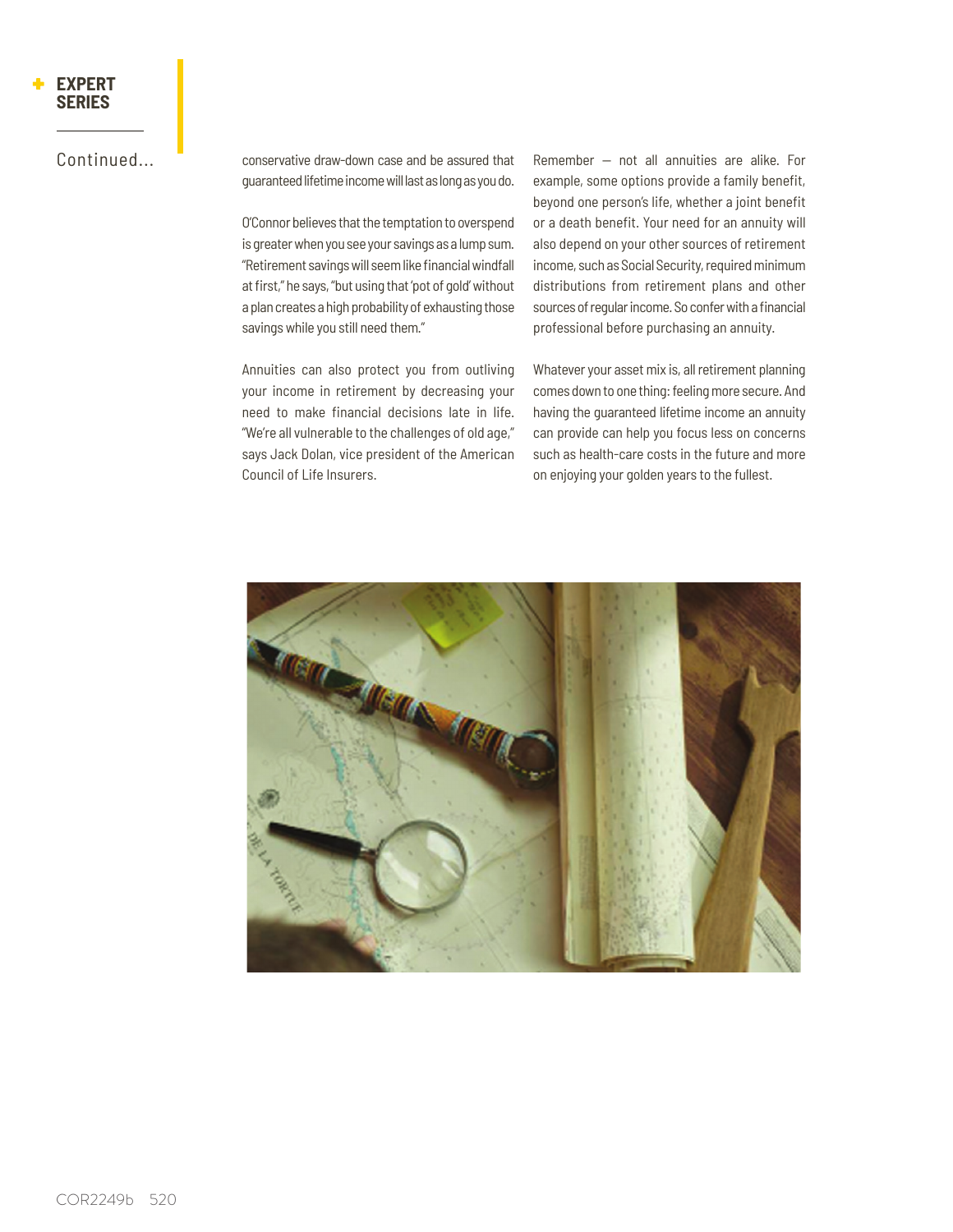**EXPERT SERIES**

Continued...

conservative draw-down case and be assured that guaranteed lifetime income will last as long as you do.

O'Connor believes that the temptation to overspend is greater when you see your savings as a lump sum. "Retirement savings will seem like financial windfall at first," he says, "but using that 'pot of gold' without a plan creates a high probability of exhausting those savings while you still need them."

Annuities can also protect you from outliving your income in retirement by decreasing your need to make financial decisions late in life. "We're all vulnerable to the challenges of old age," says Jack Dolan, vice president of the American Council of Life Insurers.

Remember — not all annuities are alike. For example, some options provide a family benefit, beyond one person's life, whether a joint benefit or a death benefit. Your need for an annuity will also depend on your other sources of retirement income, such as Social Security, required minimum distributions from retirement plans and other sources of regular income. So confer with a financial professional before purchasing an annuity.

Whatever your asset mix is, all retirement planning comes down to one thing: feeling more secure. And having the guaranteed lifetime income an annuity can provide can help you focus less on concerns such as health-care costs in the future and more on enjoying your golden years to the fullest.

COR2249b